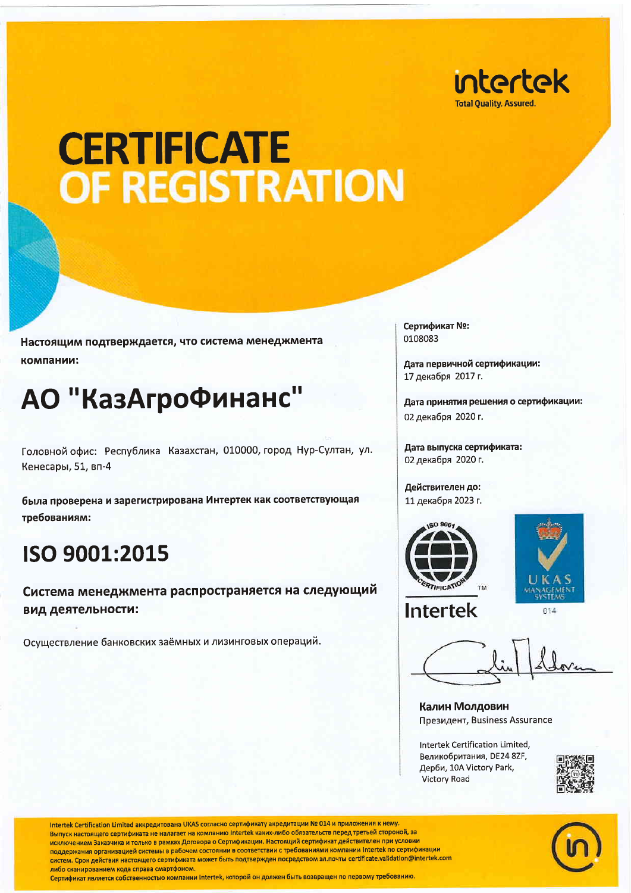intertek
Total Quality. Assured.

# CERTIFICATE OF REGISTRATION

**Настоящим подтверждается, что система менеджмента компании:**

# АО "КазАгроФинанс"

Головной офис: Республика Казахстан, 010000, город Нур-Султан, ул. Кенесары, 51, вп-4

**была проверена и зарегистрирована Интертек как соответствующая требованиям:**

# ISO 9001:2015

**Система менеджмента распространяется на следующий вид деятельности:**

Осуществление банковских заёмных и лизинговых операций.

**Сертификат №:**
0108083

**Дата первичной сертификации:**
17 декабря 2017 г.

**Дата принятия решения о сертификации:**
02 декабря 2020 г.

**Дата выпуска сертификата:**
02 декабря 2020 г.

**Действителен до:**
11 декабря 2023 г.

ISO 9001 CERTIFICATION TM
Intertek

UKAS MANAGEMENT SYSTEMS
014

**Калин Молдовин**
Президент, Business Assurance

Intertek Certification Limited,
Великобритания, DE24 8ZF,
Дерби, 10A Victory Park,
Victory Road

Intertek Certification Limited аккредитована UKAS согласно сертификату аккредитации № 014 и приложения к нему.
Выпуск настоящего сертификата не налагает на компанию Intertek каких-либо обязательств перед третьей стороной, за исключением Заказчика и только в рамках Договора о Сертификации. Настоящий сертификат действителен при условии поддержания организацией системы в рабочем состоянии в соответствии с требованиями компании Intertek по сертификации систем. Срок действия настоящего сертификата может быть подтвержден посредством эл.почты certificate.validation@intertek.com либо сканированием кода справа смартфоном.
Сертификат является собственностью компании Intertek, которой он должен быть возвращен по первому требованию.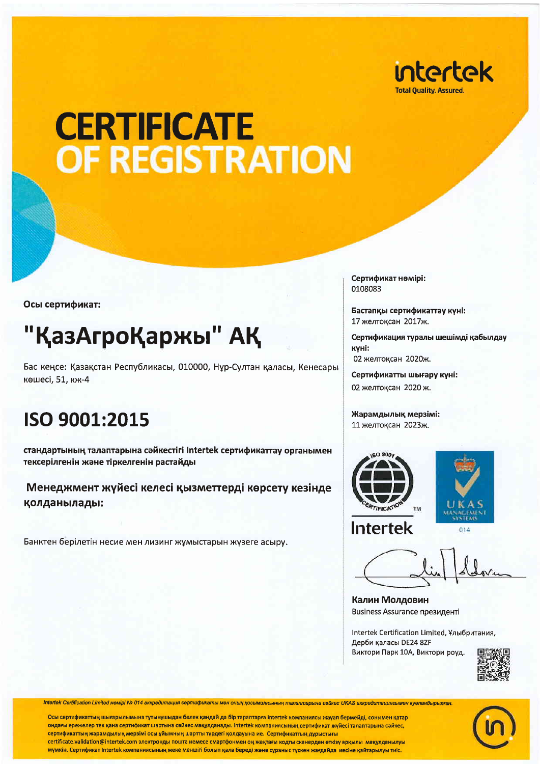intertek
Total Quality. Assured.

# CERTIFICATE OF REGISTRATION

**Осы сертификат:**

## "ҚазАгроҚаржы" АҚ

Бас кеңсе: Қазақстан Республикасы, 010000, Нұр-Султан қаласы, Кенесары көшесі, 51, кж-4

## ISO 9001:2015

**стандартының талаптарына сәйкестігі Intertek сертификаттау органымен тексерілгенін және тіркелгенін растайды**

**Менеджмент жүйесі келесі қызметтерді көрсету кезінде қолданылады:**

Банктен берілетін несие мен лизинг жұмыстарын жүзеге асыру.

**Сертификат нөмірі:**
0108083

**Бастапқы сертификаттау күні:**
17 желтоқсан 2017ж.

**Сертификация туралы шешімді қабылдау күні:**
02 желтоқсан 2020ж.

**Сертификатты шығару күні:**
02 желтоқсан 2020 ж.

**Жарамдылық мерзімі:**
11 желтоқсан 2023ж.

ISO 9001 CERTIFICATION TM
Intertek

UKAS MANAGEMENT SYSTEMS
014

**Калин Молдовин**
Business Assurance президенті

Intertek Certification Limited, Ұлыбритания, Дерби қаласы DE24 8ZF
Виктори Парк 10А, Виктори роуд.

*Intertek Certification Limited нөмірі № 014 аккредитация сертификаты мен оның қосымшасының талаптарына сәйкес UKAS аккредитациясымен куәландырылған.*

Осы сертификаттың шығарылымына тұтынушыдан бөлек қандай да бір тараптарға Intertek компаниясы жауап бермейді, сонымен қатар ондағы ережелер тек қана сертификат шартына сәйкес мақұлданады. Intertek компаниясының сертификат жүйесі талаптарына сәйкес, сертификаттың жарамдылық мерзімі осы ұйымның шартты түрдегі қолдауына ие. Сертификаттың дұрыстығы certificate.validation@intertek.com электронды пошта немесе смартфонмен оң жақтағы кодты сканерден өткізу арқылы мақұлдануы мүмкін. Сертификат Intertek компаниясының жеке меншігі болып қала береді және сұраныс түскен жағдайда иесіне қайтарылуы тиіс.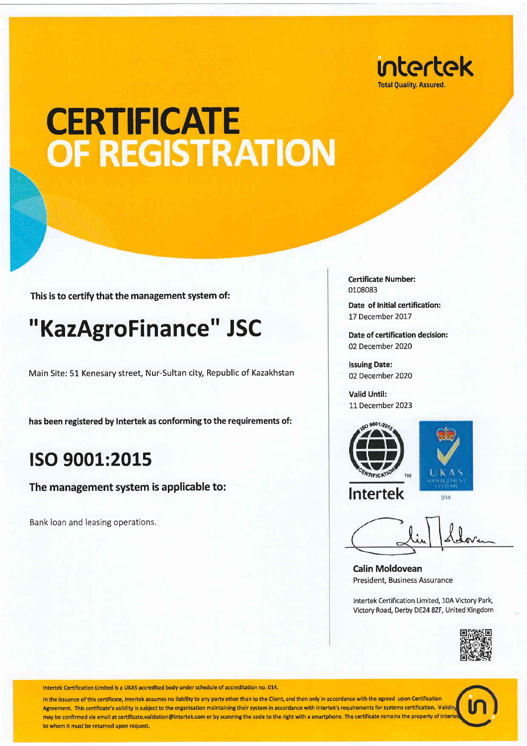intertek
Total Quality. Assured.

# CERTIFICATE OF REGISTRATION

This is to certify that the management system of:

## "KazAgroFinance" JSC

Main Site: 51 Kenesary street, Nur-Sultan city, Republic of Kazakhstan

has been registered by Intertek as conforming to the requirements of:

## ISO 9001:2015

**The management system is applicable to:**

Bank loan and leasing operations.

**Certificate Number:**
0108083

**Date of Initial certification:**
17 December 2017

**Date of certification decision:**
02 December 2020

**Issuing Date:**
02 December 2020

**Valid Until:**
11 December 2023

ISO 9001:2015 CERTIFICATION TM

Intertek

UKAS MANAGEMENT SYSTEMS
014

**Calin Moldovean**
President, Business Assurance

Intertek Certification Limited, 10A Victory Park, Victory Road, Derby DE24 8ZF, United Kingdom

Intertek Certification Limited is a UKAS accredited body under schedule of accreditation no. 014.

In the issuance of this certificate, Intertek assumes no liability to any party other than to the Client, and then only in accordance with the agreed upon Certification Agreement. This certificate's validity is subject to the organisation maintaining their system in accordance with Intertek's requirements for systems certification. Validity may be confirmed via email at certificate.validation@intertek.com or by scanning the code to the right with a smartphone. The certificate remains the property of Intertek, to whom it must be returned upon request.